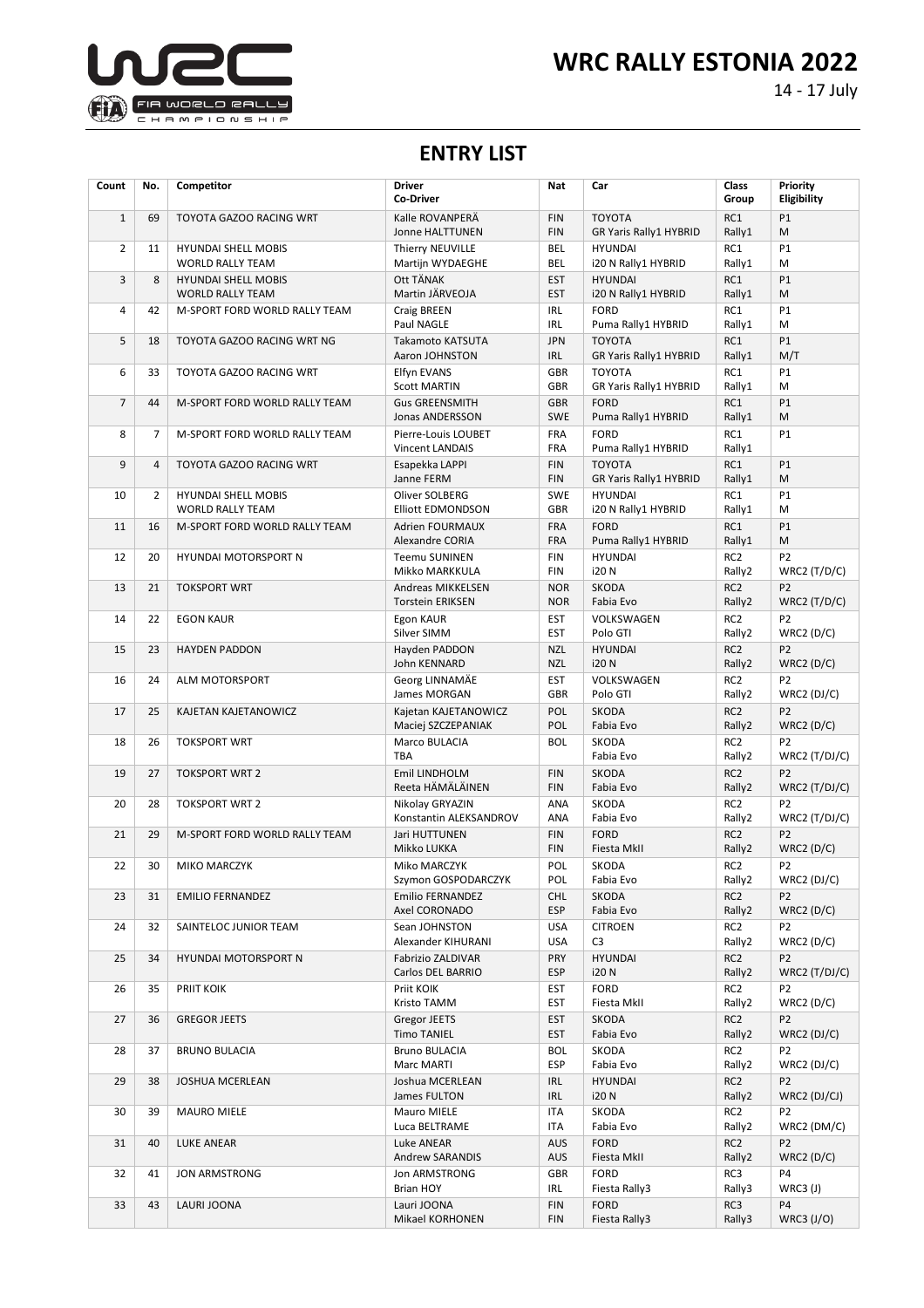# WRC RALLY ESTONIA 2022

14 - 17 July

## ENTRY LIST

| Count | No. | Competitor | Driver<br>Co-Driver | Nat | Car | Class<br>Group | Priority<br>Eligibility |
|---|---|---|---|---|---|---|---|
| 1 | 69 | TOYOTA GAZOO RACING WRT | Kalle ROVANPERÄ<br>Jonne HALTTUNEN | FIN<br>FIN | TOYOTA<br>GR Yaris Rally1 HYBRID | RC1<br>Rally1 | P1<br>M |
| 2 | 11 | HYUNDAI SHELL MOBIS WORLD RALLY TEAM | Thierry NEUVILLE<br>Martijn WYDAEGHE | BEL<br>BEL | HYUNDAI<br>i20 N Rally1 HYBRID | RC1<br>Rally1 | P1<br>M |
| 3 | 8 | HYUNDAI SHELL MOBIS WORLD RALLY TEAM | Ott TÄNAK<br>Martin JÄRVEOJA | EST<br>EST | HYUNDAI<br>i20 N Rally1 HYBRID | RC1<br>Rally1 | P1<br>M |
| 4 | 42 | M-SPORT FORD WORLD RALLY TEAM | Craig BREEN<br>Paul NAGLE | IRL<br>IRL | FORD<br>Puma Rally1 HYBRID | RC1<br>Rally1 | P1<br>M |
| 5 | 18 | TOYOTA GAZOO RACING WRT NG | Takamoto KATSUTA<br>Aaron JOHNSTON | JPN<br>IRL | TOYOTA<br>GR Yaris Rally1 HYBRID | RC1<br>Rally1 | P1<br>M/T |
| 6 | 33 | TOYOTA GAZOO RACING WRT | Elfyn EVANS<br>Scott MARTIN | GBR<br>GBR | TOYOTA<br>GR Yaris Rally1 HYBRID | RC1<br>Rally1 | P1<br>M |
| 7 | 44 | M-SPORT FORD WORLD RALLY TEAM | Gus GREENSMITH<br>Jonas ANDERSSON | GBR<br>SWE | FORD<br>Puma Rally1 HYBRID | RC1<br>Rally1 | P1<br>M |
| 8 | 7 | M-SPORT FORD WORLD RALLY TEAM | Pierre-Louis LOUBET<br>Vincent LANDAIS | FRA<br>FRA | FORD<br>Puma Rally1 HYBRID | RC1<br>Rally1 | P1 |
| 9 | 4 | TOYOTA GAZOO RACING WRT | Esapekka LAPPI<br>Janne FERM | FIN<br>FIN | TOYOTA<br>GR Yaris Rally1 HYBRID | RC1<br>Rally1 | P1<br>M |
| 10 | 2 | HYUNDAI SHELL MOBIS WORLD RALLY TEAM | Oliver SOLBERG<br>Elliott EDMONDSON | SWE<br>GBR | HYUNDAI<br>i20 N Rally1 HYBRID | RC1<br>Rally1 | P1<br>M |
| 11 | 16 | M-SPORT FORD WORLD RALLY TEAM | Adrien FOURMAUX<br>Alexandre CORIA | FRA<br>FRA | FORD<br>Puma Rally1 HYBRID | RC1<br>Rally1 | P1<br>M |
| 12 | 20 | HYUNDAI MOTORSPORT N | Teemu SUNINEN<br>Mikko MARKKULA | FIN<br>FIN | HYUNDAI<br>i20 N | RC2<br>Rally2 | P2<br>WRC2 (T/D/C) |
| 13 | 21 | TOKSPORT WRT | Andreas MIKKELSEN<br>Torstein ERIKSEN | NOR<br>NOR | SKODA<br>Fabia Evo | RC2<br>Rally2 | P2<br>WRC2 (T/D/C) |
| 14 | 22 | EGON KAUR | Egon KAUR<br>Silver SIMM | EST<br>EST | VOLKSWAGEN<br>Polo GTI | RC2<br>Rally2 | P2<br>WRC2 (D/C) |
| 15 | 23 | HAYDEN PADDON | Hayden PADDON<br>John KENNARD | NZL<br>NZL | HYUNDAI<br>i20 N | RC2<br>Rally2 | P2<br>WRC2 (D/C) |
| 16 | 24 | ALM MOTORSPORT | Georg LINNAMÄE<br>James MORGAN | EST<br>GBR | VOLKSWAGEN<br>Polo GTI | RC2<br>Rally2 | P2<br>WRC2 (DJ/C) |
| 17 | 25 | KAJETAN KAJETANOWICZ | Kajetan KAJETANOWICZ<br>Maciej SZCZEPANIAK | POL<br>POL | SKODA<br>Fabia Evo | RC2<br>Rally2 | P2<br>WRC2 (D/C) |
| 18 | 26 | TOKSPORT WRT | Marco BULACIA<br>TBA | BOL | SKODA<br>Fabia Evo | RC2<br>Rally2 | P2<br>WRC2 (T/DJ/C) |
| 19 | 27 | TOKSPORT WRT 2 | Emil LINDHOLM<br>Reeta HÄMÄLÄINEN | FIN<br>FIN | SKODA<br>Fabia Evo | RC2<br>Rally2 | P2<br>WRC2 (T/DJ/C) |
| 20 | 28 | TOKSPORT WRT 2 | Nikolay GRYAZIN<br>Konstantin ALEKSANDROV | ANA<br>ANA | SKODA<br>Fabia Evo | RC2<br>Rally2 | P2<br>WRC2 (T/DJ/C) |
| 21 | 29 | M-SPORT FORD WORLD RALLY TEAM | Jari HUTTUNEN<br>Mikko LUKKA | FIN<br>FIN | FORD<br>Fiesta MkII | RC2<br>Rally2 | P2<br>WRC2 (D/C) |
| 22 | 30 | MIKO MARCZYK | Miko MARCZYK<br>Szymon GOSPODARCZYK | POL<br>POL | SKODA<br>Fabia Evo | RC2<br>Rally2 | P2<br>WRC2 (DJ/C) |
| 23 | 31 | EMILIO FERNANDEZ | Emilio FERNANDEZ<br>Axel CORONADO | CHL<br>ESP | SKODA<br>Fabia Evo | RC2<br>Rally2 | P2<br>WRC2 (D/C) |
| 24 | 32 | SAINTELOC JUNIOR TEAM | Sean JOHNSTON<br>Alexander KIHURANI | USA<br>USA | CITROEN<br>C3 | RC2<br>Rally2 | P2<br>WRC2 (D/C) |
| 25 | 34 | HYUNDAI MOTORSPORT N | Fabrizio ZALDIVAR<br>Carlos DEL BARRIO | PRY<br>ESP | HYUNDAI<br>i20 N | RC2<br>Rally2 | P2<br>WRC2 (T/DJ/C) |
| 26 | 35 | PRIIT KOIK | Priit KOIK<br>Kristo TAMM | EST<br>EST | FORD<br>Fiesta MkII | RC2<br>Rally2 | P2<br>WRC2 (D/C) |
| 27 | 36 | GREGOR JEETS | Gregor JEETS<br>Timo TANIEL | EST<br>EST | SKODA<br>Fabia Evo | RC2<br>Rally2 | P2<br>WRC2 (DJ/C) |
| 28 | 37 | BRUNO BULACIA | Bruno BULACIA<br>Marc MARTI | BOL<br>ESP | SKODA<br>Fabia Evo | RC2<br>Rally2 | P2<br>WRC2 (DJ/C) |
| 29 | 38 | JOSHUA MCERLEAN | Joshua MCERLEAN<br>James FULTON | IRL<br>IRL | HYUNDAI<br>i20 N | RC2<br>Rally2 | P2<br>WRC2 (DJ/CJ) |
| 30 | 39 | MAURO MIELE | Mauro MIELE<br>Luca BELTRAME | ITA<br>ITA | SKODA<br>Fabia Evo | RC2<br>Rally2 | P2<br>WRC2 (DM/C) |
| 31 | 40 | LUKE ANEAR | Luke ANEAR<br>Andrew SARANDIS | AUS<br>AUS | FORD<br>Fiesta MkII | RC2<br>Rally2 | P2<br>WRC2 (D/C) |
| 32 | 41 | JON ARMSTRONG | Jon ARMSTRONG<br>Brian HOY | GBR<br>IRL | FORD<br>Fiesta Rally3 | RC3<br>Rally3 | P4<br>WRC3 (J) |
| 33 | 43 | LAURI JOONA | Lauri JOONA<br>Mikael KORHONEN | FIN<br>FIN | FORD<br>Fiesta Rally3 | RC3<br>Rally3 | P4<br>WRC3 (J/O) |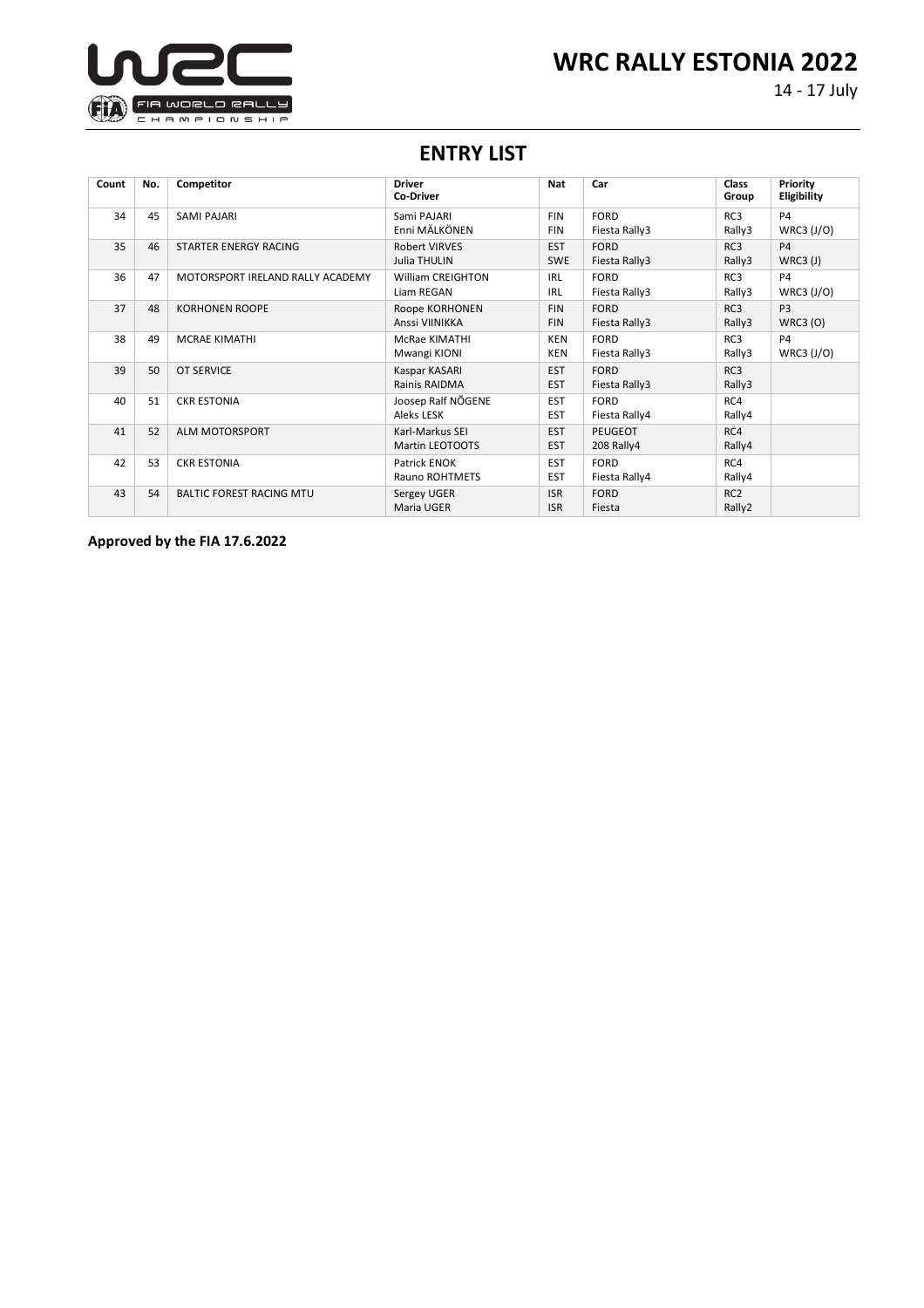# WRC RALLY ESTONIA 2022

14 - 17 July

## ENTRY LIST

| Count | No. | Competitor | Driver<br>Co-Driver | Nat | Car | Class<br>Group | Priority<br>Eligibility |
|---|---|---|---|---|---|---|---|
| 34 | 45 | SAMI PAJARI | Sami PAJARI<br>Enni MÄLKÖNEN | FIN<br>FIN | FORD<br>Fiesta Rally3 | RC3<br>Rally3 | P4<br>WRC3 (J/O) |
| 35 | 46 | STARTER ENERGY RACING | Robert VIRVES<br>Julia THULIN | EST<br>SWE | FORD<br>Fiesta Rally3 | RC3<br>Rally3 | P4<br>WRC3 (J) |
| 36 | 47 | MOTORSPORT IRELAND RALLY ACADEMY | William CREIGHTON<br>Liam REGAN | IRL<br>IRL | FORD<br>Fiesta Rally3 | RC3<br>Rally3 | P4<br>WRC3 (J/O) |
| 37 | 48 | KORHONEN ROOPE | Roope KORHONEN<br>Anssi VIINIKKA | FIN<br>FIN | FORD<br>Fiesta Rally3 | RC3<br>Rally3 | P3<br>WRC3 (O) |
| 38 | 49 | MCRAE KIMATHI | McRae KIMATHI<br>Mwangi KIONI | KEN<br>KEN | FORD<br>Fiesta Rally3 | RC3<br>Rally3 | P4<br>WRC3 (J/O) |
| 39 | 50 | OT SERVICE | Kaspar KASARI<br>Rainis RAIDMA | EST<br>EST | FORD<br>Fiesta Rally3 | RC3<br>Rally3 | |
| 40 | 51 | CKR ESTONIA | Joosep Ralf NÕGENE<br>Aleks LESK | EST<br>EST | FORD<br>Fiesta Rally4 | RC4<br>Rally4 | |
| 41 | 52 | ALM MOTORSPORT | Karl-Markus SEI<br>Martin LEOTOOTS | EST<br>EST | PEUGEOT<br>208 Rally4 | RC4<br>Rally4 | |
| 42 | 53 | CKR ESTONIA | Patrick ENOK<br>Rauno ROHTMETS | EST<br>EST | FORD<br>Fiesta Rally4 | RC4<br>Rally4 | |
| 43 | 54 | BALTIC FOREST RACING MTU | Sergey UGER<br>Maria UGER | ISR<br>ISR | FORD<br>Fiesta | RC2<br>Rally2 | |

**Approved by the FIA 17.6.2022**